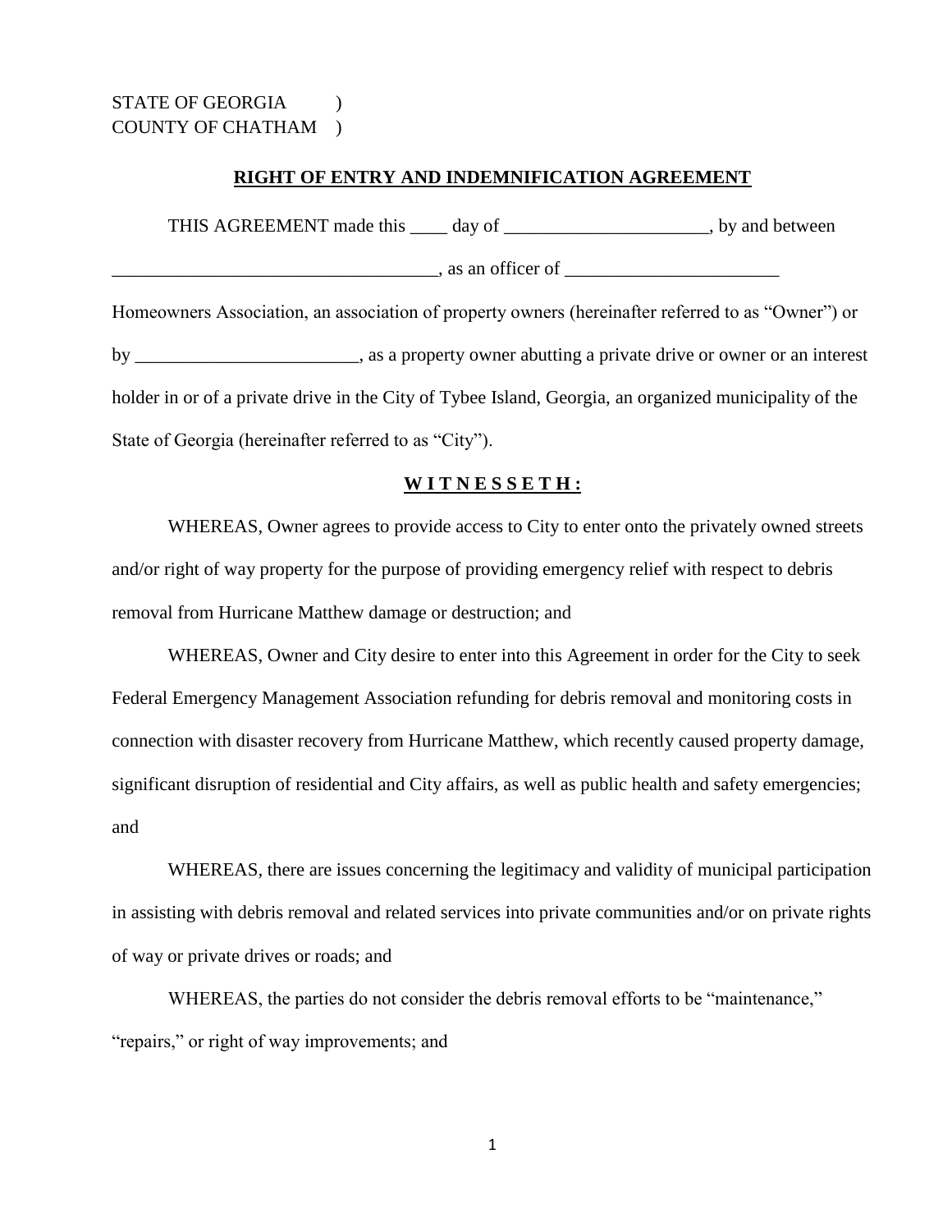STATE OF GEORGIA )
COUNTY OF CHATHAM )

**RIGHT OF ENTRY AND INDEMNIFICATION AGREEMENT**

THIS AGREEMENT made this ____ day of ______________________, by and between ___________________________________, as an officer of _______________________ Homeowners Association, an association of property owners (hereinafter referred to as "Owner") or by ________________________, as a property owner abutting a private drive or owner or an interest holder in or of a private drive in the City of Tybee Island, Georgia, an organized municipality of the State of Georgia (hereinafter referred to as "City").

**W I T N E S S E T H :**

WHEREAS, Owner agrees to provide access to City to enter onto the privately owned streets and/or right of way property for the purpose of providing emergency relief with respect to debris removal from Hurricane Matthew damage or destruction; and

WHEREAS, Owner and City desire to enter into this Agreement in order for the City to seek Federal Emergency Management Association refunding for debris removal and monitoring costs in connection with disaster recovery from Hurricane Matthew, which recently caused property damage, significant disruption of residential and City affairs, as well as public health and safety emergencies; and

WHEREAS, there are issues concerning the legitimacy and validity of municipal participation in assisting with debris removal and related services into private communities and/or on private rights of way or private drives or roads; and

WHEREAS, the parties do not consider the debris removal efforts to be "maintenance," "repairs," or right of way improvements; and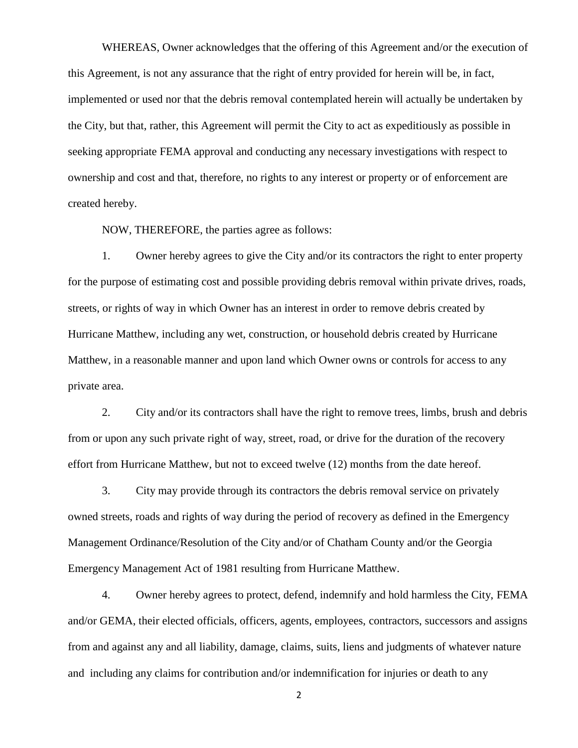WHEREAS, Owner acknowledges that the offering of this Agreement and/or the execution of this Agreement, is not any assurance that the right of entry provided for herein will be, in fact, implemented or used nor that the debris removal contemplated herein will actually be undertaken by the City, but that, rather, this Agreement will permit the City to act as expeditiously as possible in seeking appropriate FEMA approval and conducting any necessary investigations with respect to ownership and cost and that, therefore, no rights to any interest or property or of enforcement are created hereby.

NOW, THEREFORE, the parties agree as follows:

1. Owner hereby agrees to give the City and/or its contractors the right to enter property for the purpose of estimating cost and possible providing debris removal within private drives, roads, streets, or rights of way in which Owner has an interest in order to remove debris created by Hurricane Matthew, including any wet, construction, or household debris created by Hurricane Matthew, in a reasonable manner and upon land which Owner owns or controls for access to any private area.

2. City and/or its contractors shall have the right to remove trees, limbs, brush and debris from or upon any such private right of way, street, road, or drive for the duration of the recovery effort from Hurricane Matthew, but not to exceed twelve (12) months from the date hereof.

3. City may provide through its contractors the debris removal service on privately owned streets, roads and rights of way during the period of recovery as defined in the Emergency Management Ordinance/Resolution of the City and/or of Chatham County and/or the Georgia Emergency Management Act of 1981 resulting from Hurricane Matthew.

4. Owner hereby agrees to protect, defend, indemnify and hold harmless the City, FEMA and/or GEMA, their elected officials, officers, agents, employees, contractors, successors and assigns from and against any and all liability, damage, claims, suits, liens and judgments of whatever nature and including any claims for contribution and/or indemnification for injuries or death to any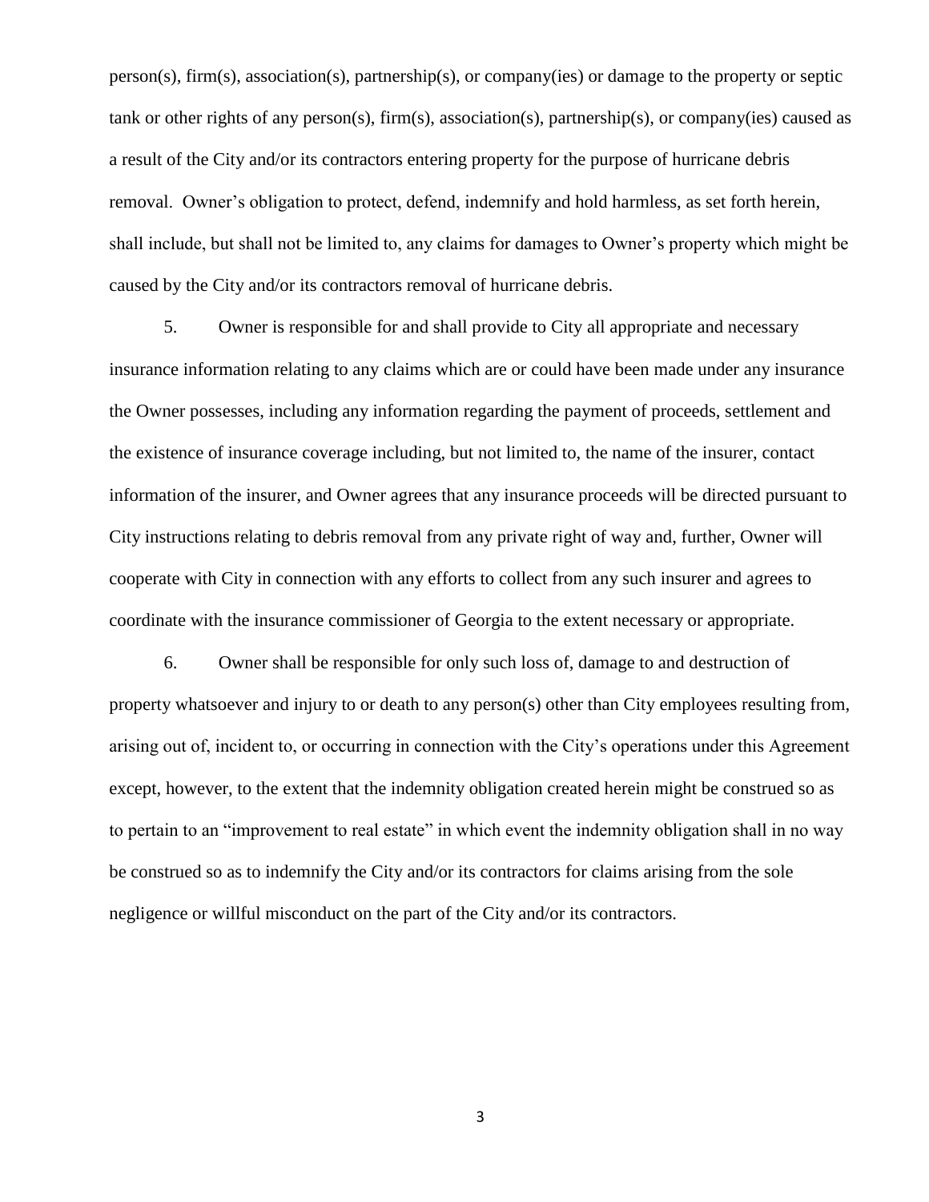person(s), firm(s), association(s), partnership(s), or company(ies) or damage to the property or septic tank or other rights of any person(s), firm(s), association(s), partnership(s), or company(ies) caused as a result of the City and/or its contractors entering property for the purpose of hurricane debris removal. Owner's obligation to protect, defend, indemnify and hold harmless, as set forth herein, shall include, but shall not be limited to, any claims for damages to Owner's property which might be caused by the City and/or its contractors removal of hurricane debris.

5. Owner is responsible for and shall provide to City all appropriate and necessary insurance information relating to any claims which are or could have been made under any insurance the Owner possesses, including any information regarding the payment of proceeds, settlement and the existence of insurance coverage including, but not limited to, the name of the insurer, contact information of the insurer, and Owner agrees that any insurance proceeds will be directed pursuant to City instructions relating to debris removal from any private right of way and, further, Owner will cooperate with City in connection with any efforts to collect from any such insurer and agrees to coordinate with the insurance commissioner of Georgia to the extent necessary or appropriate.

6. Owner shall be responsible for only such loss of, damage to and destruction of property whatsoever and injury to or death to any person(s) other than City employees resulting from, arising out of, incident to, or occurring in connection with the City's operations under this Agreement except, however, to the extent that the indemnity obligation created herein might be construed so as to pertain to an "improvement to real estate" in which event the indemnity obligation shall in no way be construed so as to indemnify the City and/or its contractors for claims arising from the sole negligence or willful misconduct on the part of the City and/or its contractors.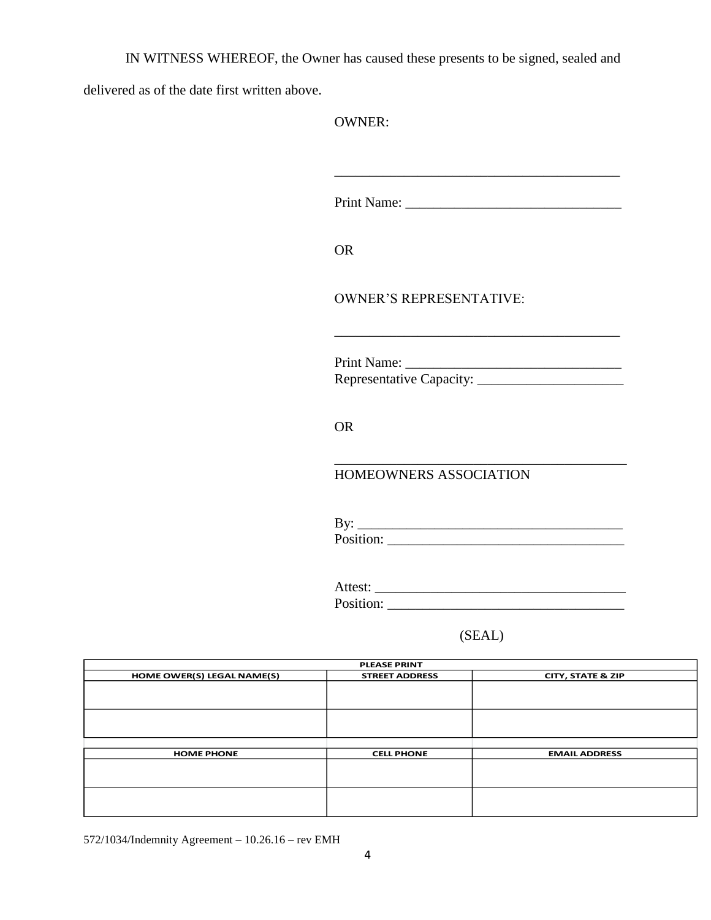IN WITNESS WHEREOF, the Owner has caused these presents to be signed, sealed and delivered as of the date first written above.

OWNER:

\_\_\_\_\_\_\_\_\_\_\_\_\_\_\_\_\_\_\_\_\_\_\_\_\_\_\_\_\_\_\_\_\_\_\_\_\_\_\_\_\_

Print Name: \_\_\_\_\_\_\_\_\_\_\_\_\_\_\_\_\_\_\_\_\_\_\_\_\_\_\_\_\_\_\_

OR

OWNER'S REPRESENTATIVE:

\_\_\_\_\_\_\_\_\_\_\_\_\_\_\_\_\_\_\_\_\_\_\_\_\_\_\_\_\_\_\_\_\_\_\_\_\_\_\_\_\_

Print Name: \_\_\_\_\_\_\_\_\_\_\_\_\_\_\_\_\_\_\_\_\_\_\_\_\_\_\_\_\_\_\_
Representative Capacity: \_\_\_\_\_\_\_\_\_\_\_\_\_\_\_\_\_\_\_\_\_

OR

\_\_\_\_\_\_\_\_\_\_\_\_\_\_\_\_\_\_\_\_\_\_\_\_\_\_\_\_\_\_\_\_\_\_\_\_\_\_\_\_\_
HOMEOWNERS ASSOCIATION

By: \_\_\_\_\_\_\_\_\_\_\_\_\_\_\_\_\_\_\_\_\_\_\_\_\_\_\_\_\_\_\_\_\_\_\_\_\_
Position: \_\_\_\_\_\_\_\_\_\_\_\_\_\_\_\_\_\_\_\_\_\_\_\_\_\_\_\_\_\_\_\_\_\_

Attest: \_\_\_\_\_\_\_\_\_\_\_\_\_\_\_\_\_\_\_\_\_\_\_\_\_\_\_\_\_\_\_\_\_\_\_\_
Position: \_\_\_\_\_\_\_\_\_\_\_\_\_\_\_\_\_\_\_\_\_\_\_\_\_\_\_\_\_\_\_\_\_\_

(SEAL)

| PLEASE PRINT | | |
|---|---|---|
| HOME OWER(S) LEGAL NAME(S) | STREET ADDRESS | CITY, STATE & ZIP |
| | | |
| | | |

| HOME PHONE | CELL PHONE | EMAIL ADDRESS |
|---|---|---|
| | | |
| | | |

572/1034/Indemnity Agreement – 10.26.16 – rev EMH